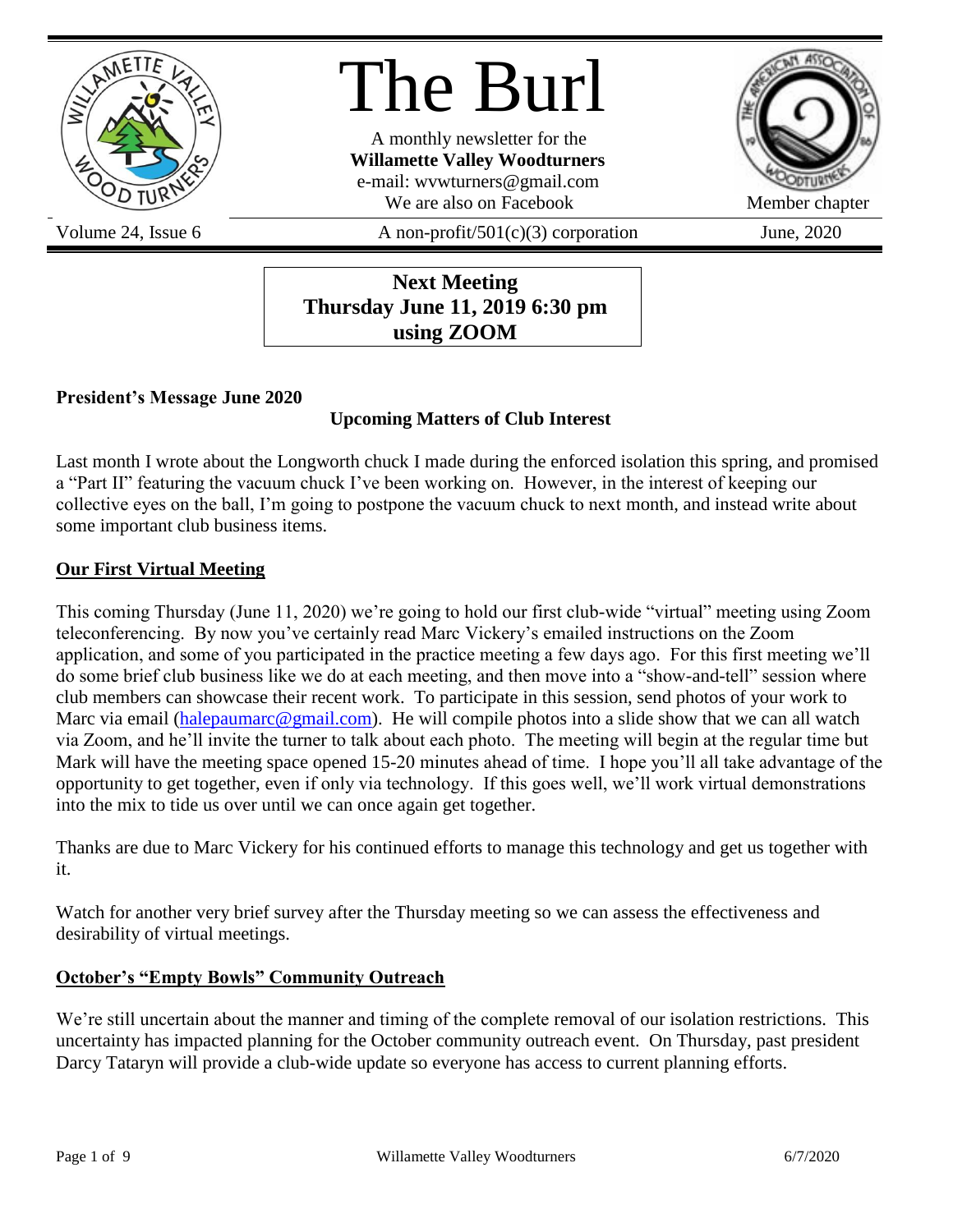# The Burl

A monthly newsletter for the
**Willamette Valley Woodturners**
e-mail: wvwturners@gmail.com
We are also on Facebook

Member chapter

Volume 24, Issue 6 | A non-profit/501(c)(3) corporation | June, 2020

**Next Meeting**
**Thursday June 11, 2019 6:30 pm**
**using ZOOM**

## President's Message June 2020

### Upcoming Matters of Club Interest

Last month I wrote about the Longworth chuck I made during the enforced isolation this spring, and promised a "Part II" featuring the vacuum chuck I've been working on. However, in the interest of keeping our collective eyes on the ball, I'm going to postpone the vacuum chuck to next month, and instead write about some important club business items.

### Our First Virtual Meeting

This coming Thursday (June 11, 2020) we're going to hold our first club-wide "virtual" meeting using Zoom teleconferencing. By now you've certainly read Marc Vickery's emailed instructions on the Zoom application, and some of you participated in the practice meeting a few days ago. For this first meeting we'll do some brief club business like we do at each meeting, and then move into a "show-and-tell" session where club members can showcase their recent work. To participate in this session, send photos of your work to Marc via email (halepaumarc@gmail.com). He will compile photos into a slide show that we can all watch via Zoom, and he'll invite the turner to talk about each photo. The meeting will begin at the regular time but Mark will have the meeting space opened 15-20 minutes ahead of time. I hope you'll all take advantage of the opportunity to get together, even if only via technology. If this goes well, we'll work virtual demonstrations into the mix to tide us over until we can once again get together.

Thanks are due to Marc Vickery for his continued efforts to manage this technology and get us together with it.

Watch for another very brief survey after the Thursday meeting so we can assess the effectiveness and desirability of virtual meetings.

### October's "Empty Bowls" Community Outreach

We're still uncertain about the manner and timing of the complete removal of our isolation restrictions. This uncertainty has impacted planning for the October community outreach event. On Thursday, past president Darcy Tataryn will provide a club-wide update so everyone has access to current planning efforts.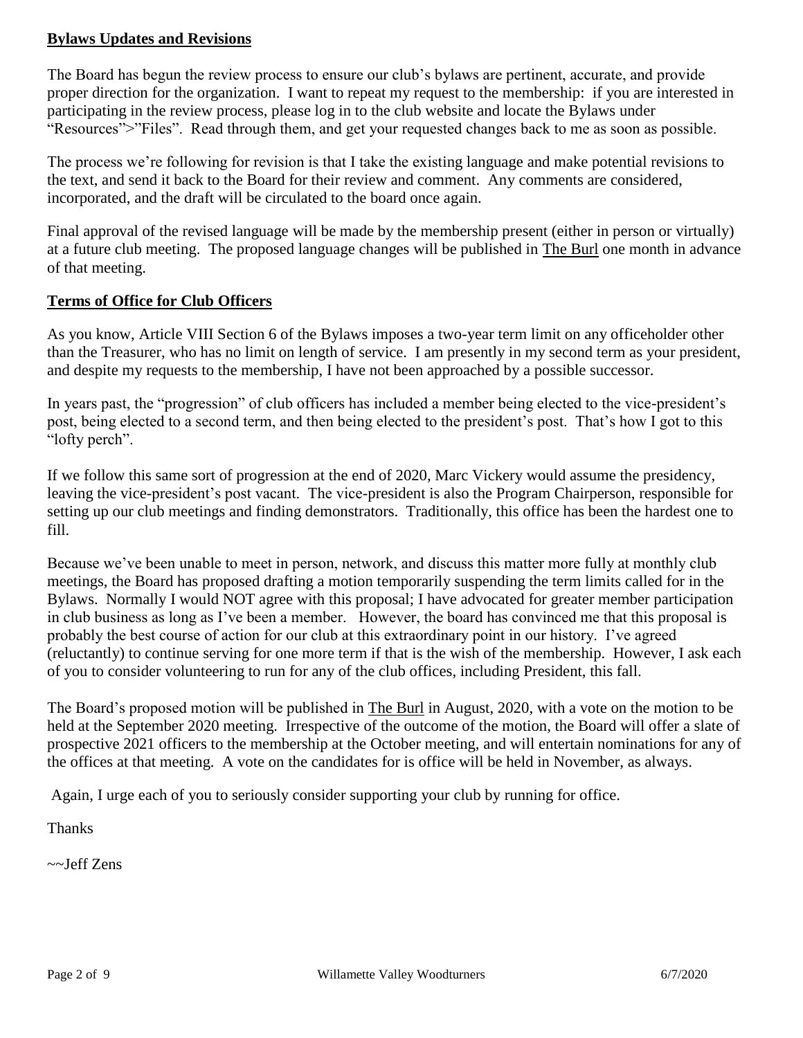## **Bylaws Updates and Revisions**

The Board has begun the review process to ensure our club's bylaws are pertinent, accurate, and provide proper direction for the organization. I want to repeat my request to the membership: if you are interested in participating in the review process, please log in to the club website and locate the Bylaws under "Resources">"Files". Read through them, and get your requested changes back to me as soon as possible.

The process we're following for revision is that I take the existing language and make potential revisions to the text, and send it back to the Board for their review and comment. Any comments are considered, incorporated, and the draft will be circulated to the board once again.

Final approval of the revised language will be made by the membership present (either in person or virtually) at a future club meeting. The proposed language changes will be published in The Burl one month in advance of that meeting.

## **Terms of Office for Club Officers**

As you know, Article VIII Section 6 of the Bylaws imposes a two-year term limit on any officeholder other than the Treasurer, who has no limit on length of service. I am presently in my second term as your president, and despite my requests to the membership, I have not been approached by a possible successor.

In years past, the "progression" of club officers has included a member being elected to the vice-president's post, being elected to a second term, and then being elected to the president's post. That's how I got to this "lofty perch".

If we follow this same sort of progression at the end of 2020, Marc Vickery would assume the presidency, leaving the vice-president's post vacant. The vice-president is also the Program Chairperson, responsible for setting up our club meetings and finding demonstrators. Traditionally, this office has been the hardest one to fill.

Because we've been unable to meet in person, network, and discuss this matter more fully at monthly club meetings, the Board has proposed drafting a motion temporarily suspending the term limits called for in the Bylaws. Normally I would NOT agree with this proposal; I have advocated for greater member participation in club business as long as I've been a member. However, the board has convinced me that this proposal is probably the best course of action for our club at this extraordinary point in our history. I've agreed (reluctantly) to continue serving for one more term if that is the wish of the membership. However, I ask each of you to consider volunteering to run for any of the club offices, including President, this fall.

The Board's proposed motion will be published in The Burl in August, 2020, with a vote on the motion to be held at the September 2020 meeting. Irrespective of the outcome of the motion, the Board will offer a slate of prospective 2021 officers to the membership at the October meeting, and will entertain nominations for any of the offices at that meeting. A vote on the candidates for is office will be held in November, as always.

Again, I urge each of you to seriously consider supporting your club by running for office.

Thanks

~~Jeff Zens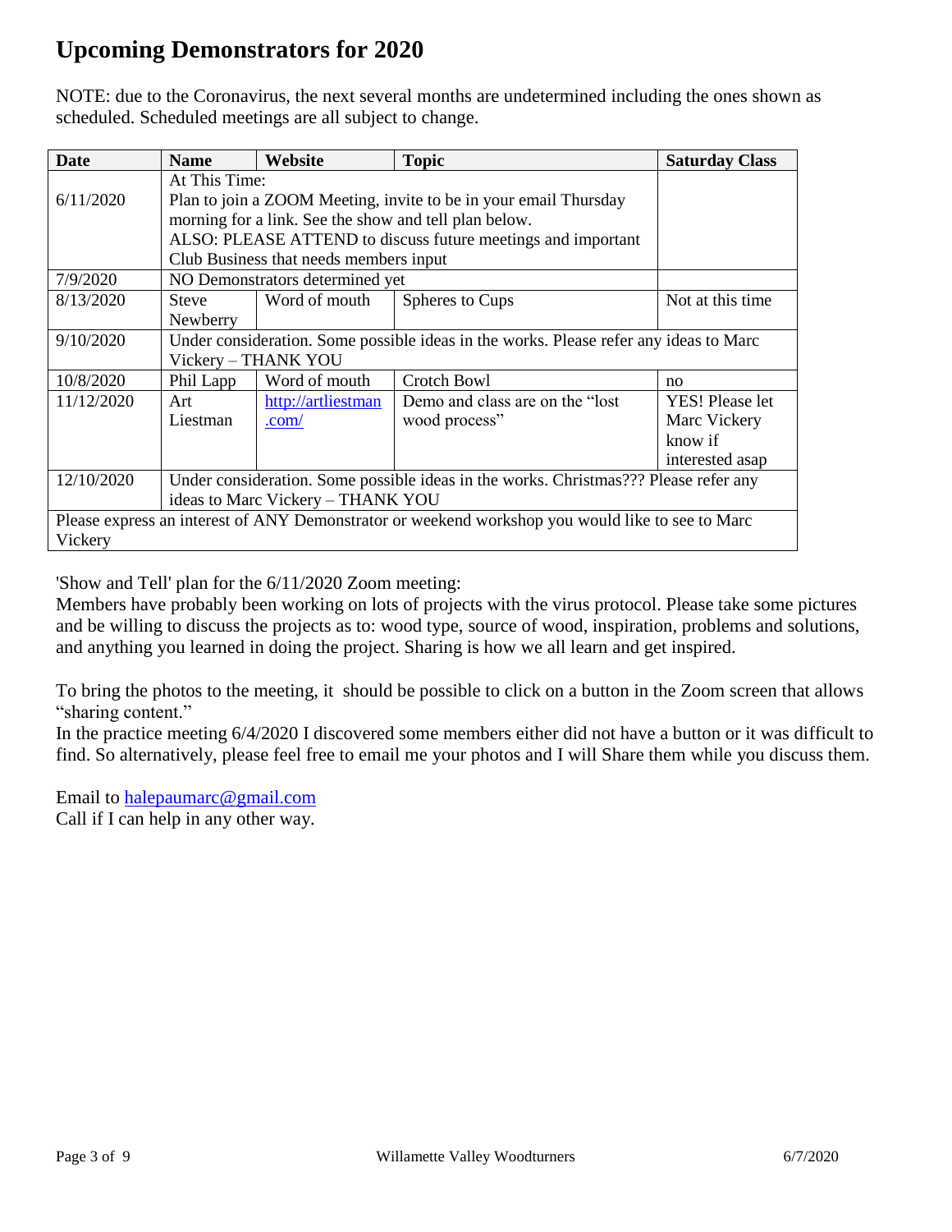# Upcoming Demonstrators for 2020

NOTE: due to the Coronavirus, the next several months are undetermined including the ones shown as scheduled. Scheduled meetings are all subject to change.

| Date | Name | Website | Topic | Saturday Class |
|---|---|---|---|---|
| 6/11/2020 | At This Time: Plan to join a ZOOM Meeting, invite to be in your email Thursday morning for a link. See the show and tell plan below. ALSO: PLEASE ATTEND to discuss future meetings and important Club Business that needs members input | | | |
| 7/9/2020 | NO Demonstrators determined yet | | | |
| 8/13/2020 | Steve Newberry | Word of mouth | Spheres to Cups | Not at this time |
| 9/10/2020 | Under consideration. Some possible ideas in the works. Please refer any ideas to Marc Vickery – THANK YOU | | | |
| 10/8/2020 | Phil Lapp | Word of mouth | Crotch Bowl | no |
| 11/12/2020 | Art Liestman | http://artliestman.com/ | Demo and class are on the "lost wood process" | YES! Please let Marc Vickery know if interested asap |
| 12/10/2020 | Under consideration. Some possible ideas in the works. Christmas??? Please refer any ideas to Marc Vickery – THANK YOU | | | |
| Please express an interest of ANY Demonstrator or weekend workshop you would like to see to Marc Vickery | | | | |

'Show and Tell' plan for the 6/11/2020 Zoom meeting:
Members have probably been working on lots of projects with the virus protocol. Please take some pictures and be willing to discuss the projects as to: wood type, source of wood, inspiration, problems and solutions, and anything you learned in doing the project. Sharing is how we all learn and get inspired.

To bring the photos to the meeting, it should be possible to click on a button in the Zoom screen that allows "sharing content."
In the practice meeting 6/4/2020 I discovered some members either did not have a button or it was difficult to find. So alternatively, please feel free to email me your photos and I will Share them while you discuss them.

Email to halepaumarc@gmail.com
Call if I can help in any other way.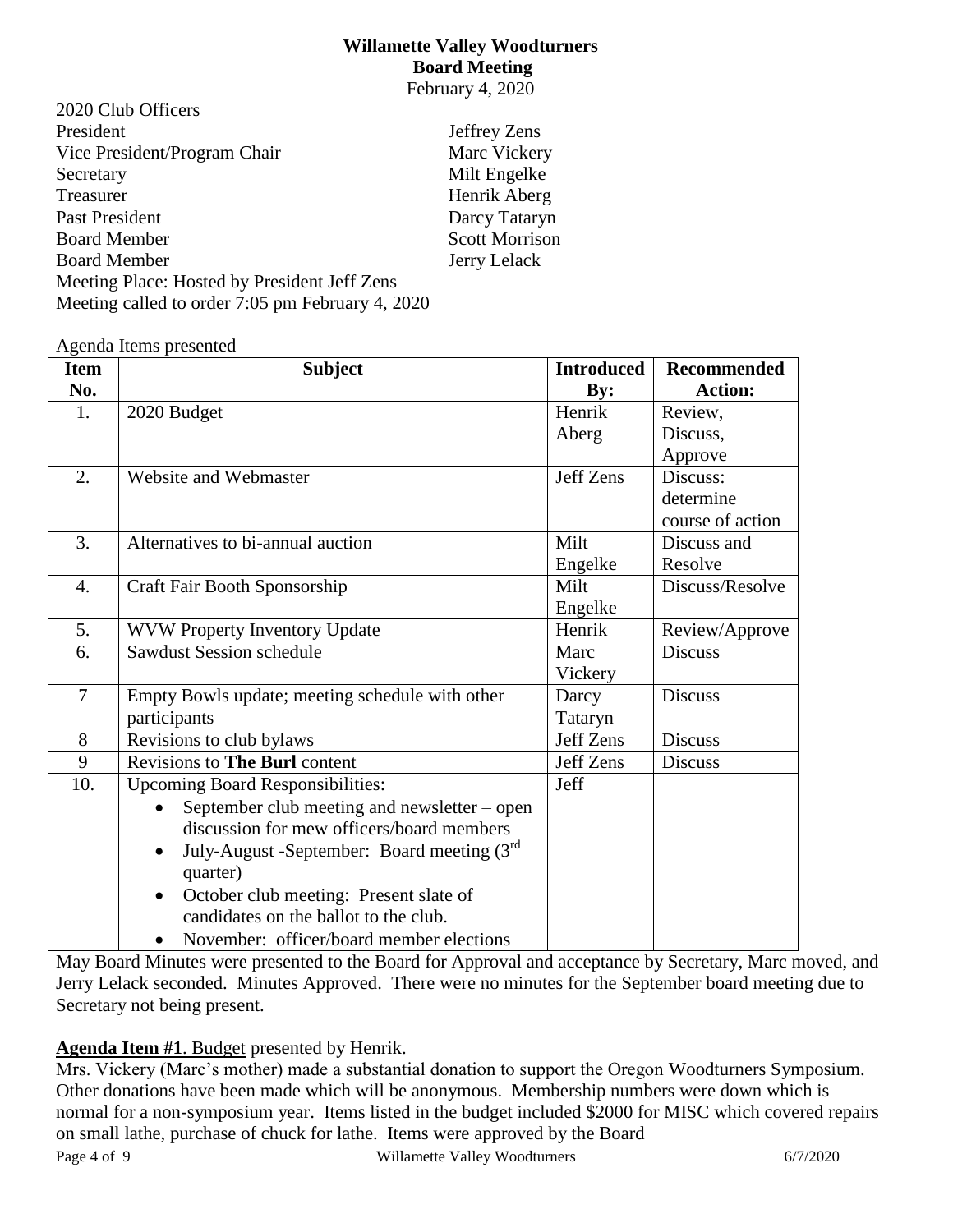# Willamette Valley Woodturners
## Board Meeting
February 4, 2020

2020 Club Officers

| | |
|---|---|
| President | Jeffrey Zens |
| Vice President/Program Chair | Marc Vickery |
| Secretary | Milt Engelke |
| Treasurer | Henrik Aberg |
| Past President | Darcy Tataryn |
| Board Member | Scott Morrison |
| Board Member | Jerry Lelack |

Meeting Place: Hosted by President Jeff Zens
Meeting called to order 7:05 pm February 4, 2020

Agenda Items presented –

| Item No. | Subject | Introduced By: | Recommended Action: |
|---|---|---|---|
| 1. | 2020 Budget | Henrik Aberg | Review, Discuss, Approve |
| 2. | Website and Webmaster | Jeff Zens | Discuss: determine course of action |
| 3. | Alternatives to bi-annual auction | Milt Engelke | Discuss and Resolve |
| 4. | Craft Fair Booth Sponsorship | Milt Engelke | Discuss/Resolve |
| 5. | WVW Property Inventory Update | Henrik | Review/Approve |
| 6. | Sawdust Session schedule | Marc Vickery | Discuss |
| 7 | Empty Bowls update; meeting schedule with other participants | Darcy Tataryn | Discuss |
| 8 | Revisions to club bylaws | Jeff Zens | Discuss |
| 9 | Revisions to **The Burl** content | Jeff Zens | Discuss |
| 10. | Upcoming Board Responsibilities: <br>• September club meeting and newsletter – open discussion for mew officers/board members <br>• July-August -September: Board meeting (3rd quarter) <br>• October club meeting: Present slate of candidates on the ballot to the club. <br>• November: officer/board member elections | Jeff | |

May Board Minutes were presented to the Board for Approval and acceptance by Secretary, Marc moved, and Jerry Lelack seconded. Minutes Approved. There were no minutes for the September board meeting due to Secretary not being present.

**Agenda Item #1**. Budget presented by Henrik.

Mrs. Vickery (Marc's mother) made a substantial donation to support the Oregon Woodturners Symposium. Other donations have been made which will be anonymous. Membership numbers were down which is normal for a non-symposium year. Items listed in the budget included $2000 for MISC which covered repairs on small lathe, purchase of chuck for lathe. Items were approved by the Board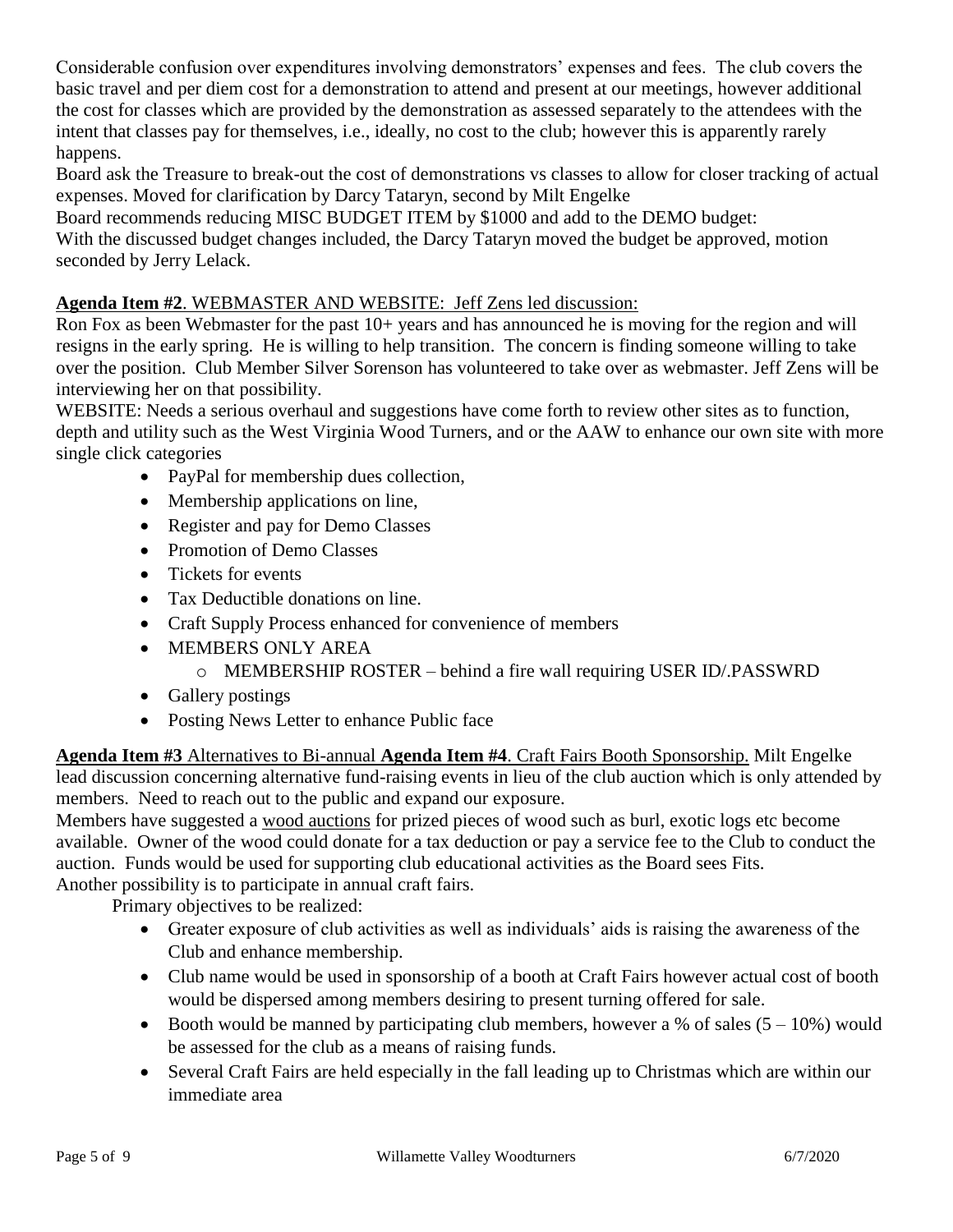Considerable confusion over expenditures involving demonstrators' expenses and fees. The club covers the basic travel and per diem cost for a demonstration to attend and present at our meetings, however additional the cost for classes which are provided by the demonstration as assessed separately to the attendees with the intent that classes pay for themselves, i.e., ideally, no cost to the club; however this is apparently rarely happens.

Board ask the Treasure to break-out the cost of demonstrations vs classes to allow for closer tracking of actual expenses. Moved for clarification by Darcy Tataryn, second by Milt Engelke

Board recommends reducing MISC BUDGET ITEM by $1000 and add to the DEMO budget:

With the discussed budget changes included, the Darcy Tataryn moved the budget be approved, motion seconded by Jerry Lelack.

**Agenda Item #2**. WEBMASTER AND WEBSITE: Jeff Zens led discussion:

Ron Fox as been Webmaster for the past 10+ years and has announced he is moving for the region and will resigns in the early spring. He is willing to help transition. The concern is finding someone willing to take over the position. Club Member Silver Sorenson has volunteered to take over as webmaster. Jeff Zens will be interviewing her on that possibility.

WEBSITE: Needs a serious overhaul and suggestions have come forth to review other sites as to function, depth and utility such as the West Virginia Wood Turners, and or the AAW to enhance our own site with more single click categories

- PayPal for membership dues collection,
- Membership applications on line,
- Register and pay for Demo Classes
- Promotion of Demo Classes
- Tickets for events
- Tax Deductible donations on line.
- Craft Supply Process enhanced for convenience of members
- MEMBERS ONLY AREA
  - MEMBERSHIP ROSTER – behind a fire wall requiring USER ID/.PASSWRD
- Gallery postings
- Posting News Letter to enhance Public face

**Agenda Item #3** Alternatives to Bi-annual **Agenda Item #4**. Craft Fairs Booth Sponsorship. Milt Engelke lead discussion concerning alternative fund-raising events in lieu of the club auction which is only attended by members. Need to reach out to the public and expand our exposure.

Members have suggested a wood auctions for prized pieces of wood such as burl, exotic logs etc become available. Owner of the wood could donate for a tax deduction or pay a service fee to the Club to conduct the auction. Funds would be used for supporting club educational activities as the Board sees Fits.

Another possibility is to participate in annual craft fairs.

Primary objectives to be realized:

- Greater exposure of club activities as well as individuals' aids is raising the awareness of the Club and enhance membership.
- Club name would be used in sponsorship of a booth at Craft Fairs however actual cost of booth would be dispersed among members desiring to present turning offered for sale.
- Booth would be manned by participating club members, however a % of sales (5 – 10%) would be assessed for the club as a means of raising funds.
- Several Craft Fairs are held especially in the fall leading up to Christmas which are within our immediate area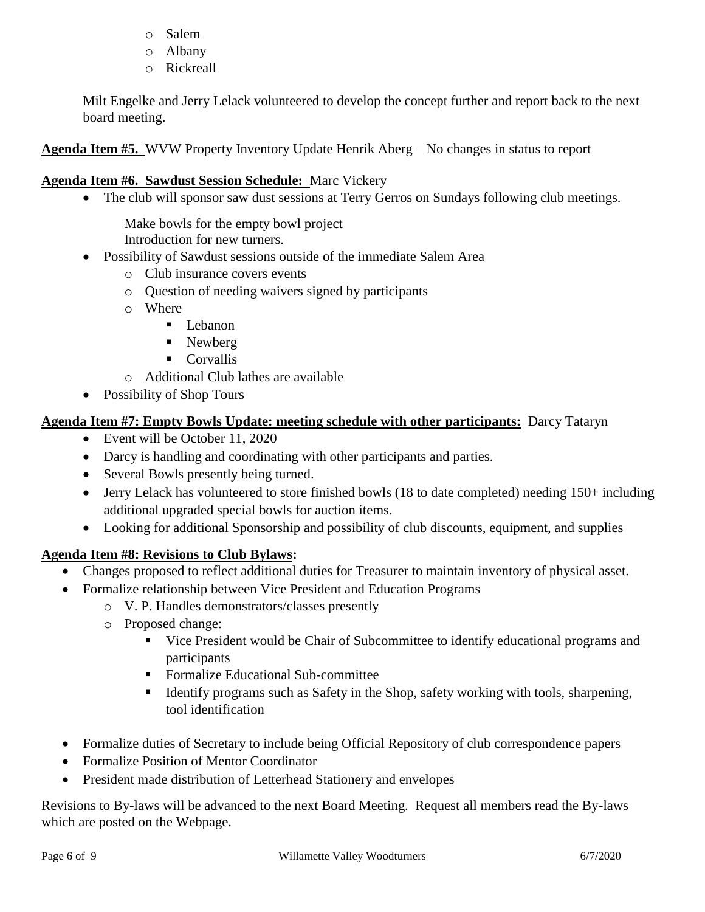- Salem
  - Albany
  - Rickreall

  Milt Engelke and Jerry Lelack volunteered to develop the concept further and report back to the next board meeting.

**Agenda Item #5.** WVW Property Inventory Update Henrik Aberg – No changes in status to report

**Agenda Item #6. Sawdust Session Schedule:** Marc Vickery

- The club will sponsor saw dust sessions at Terry Gerros on Sundays following club meetings.

  Make bowls for the empty bowl project
  Introduction for new turners.
- Possibility of Sawdust sessions outside of the immediate Salem Area
  - Club insurance covers events
  - Question of needing waivers signed by participants
  - Where
    - Lebanon
    - Newberg
    - Corvallis
  - Additional Club lathes are available
- Possibility of Shop Tours

**Agenda Item #7: Empty Bowls Update: meeting schedule with other participants:** Darcy Tataryn

- Event will be October 11, 2020
- Darcy is handling and coordinating with other participants and parties.
- Several Bowls presently being turned.
- Jerry Lelack has volunteered to store finished bowls (18 to date completed) needing 150+ including additional upgraded special bowls for auction items.
- Looking for additional Sponsorship and possibility of club discounts, equipment, and supplies

**Agenda Item #8: Revisions to Club Bylaws:**

- Changes proposed to reflect additional duties for Treasurer to maintain inventory of physical asset.
- Formalize relationship between Vice President and Education Programs
  - V. P. Handles demonstrators/classes presently
  - Proposed change:
    - Vice President would be Chair of Subcommittee to identify educational programs and participants
    - Formalize Educational Sub-committee
    - Identify programs such as Safety in the Shop, safety working with tools, sharpening, tool identification
- Formalize duties of Secretary to include being Official Repository of club correspondence papers
- Formalize Position of Mentor Coordinator
- President made distribution of Letterhead Stationery and envelopes

Revisions to By-laws will be advanced to the next Board Meeting. Request all members read the By-laws which are posted on the Webpage.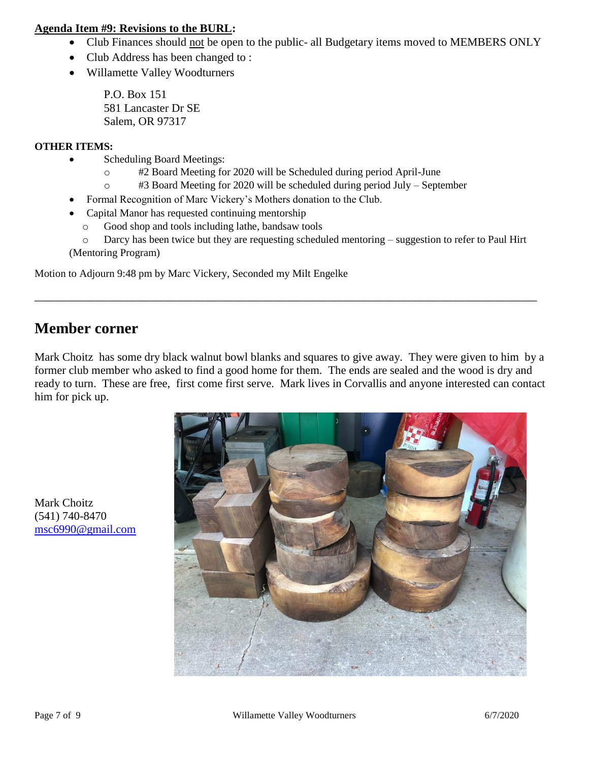**Agenda Item #9: Revisions to the BURL:**

- Club Finances should not be open to the public- all Budgetary items moved to MEMBERS ONLY
- Club Address has been changed to :
- Willamette Valley Woodturners

  P.O. Box 151
  581 Lancaster Dr SE
  Salem, OR 97317

**OTHER ITEMS:**

- Scheduling Board Meetings:
  - #2 Board Meeting for 2020 will be Scheduled during period April-June
  - #3 Board Meeting for 2020 will be scheduled during period July – September
- Formal Recognition of Marc Vickery's Mothers donation to the Club.
- Capital Manor has requested continuing mentorship
  - Good shop and tools including lathe, bandsaw tools
  - Darcy has been twice but they are requesting scheduled mentoring – suggestion to refer to Paul Hirt (Mentoring Program)

Motion to Adjourn 9:48 pm by Marc Vickery, Seconded my Milt Engelke

---

## Member corner

Mark Choitz has some dry black walnut bowl blanks and squares to give away. They were given to him by a former club member who asked to find a good home for them. The ends are sealed and the wood is dry and ready to turn. These are free, first come first serve. Mark lives in Corvallis and anyone interested can contact him for pick up.

Mark Choitz
(541) 740-8470
msc6990@gmail.com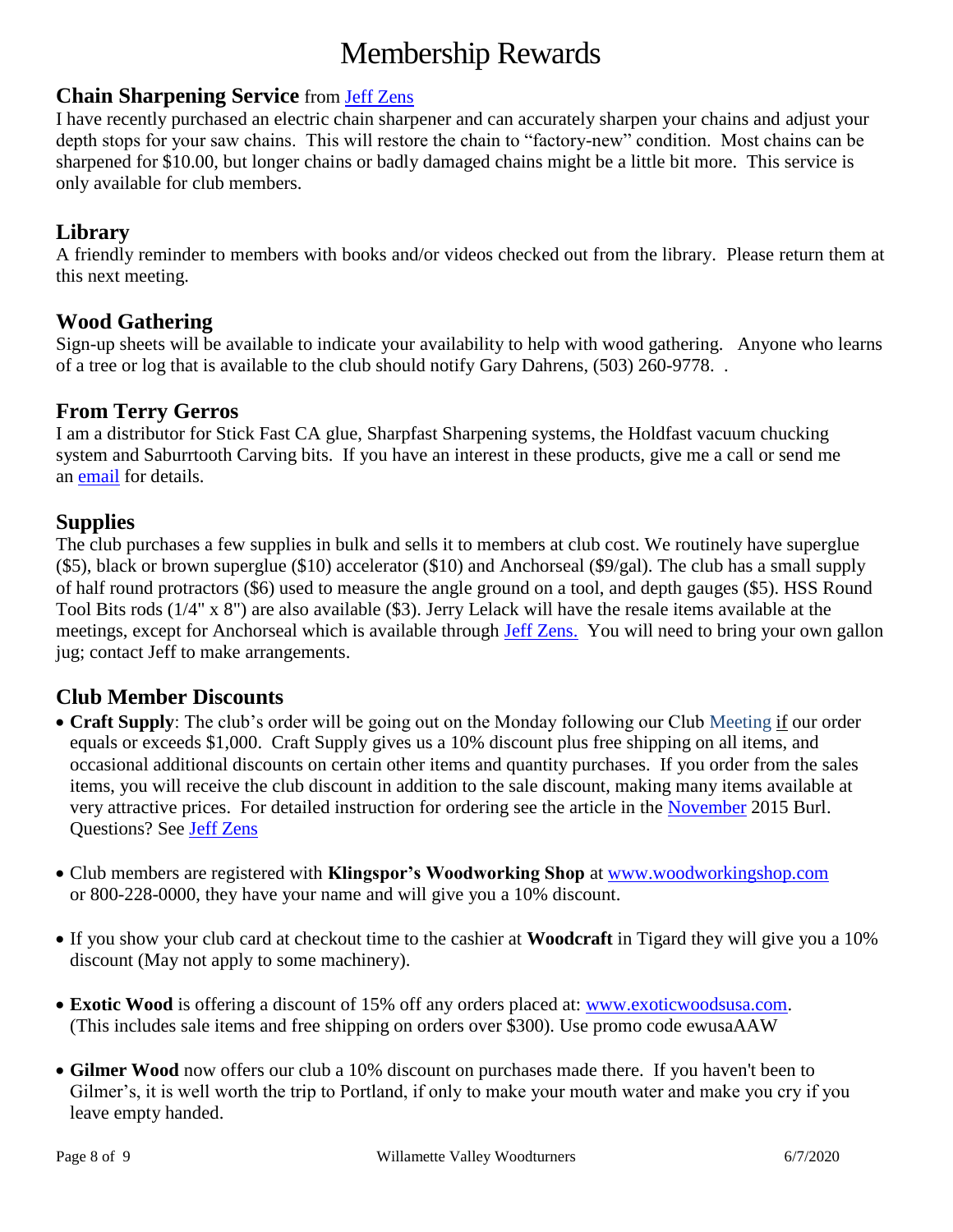# Membership Rewards

## Chain Sharpening Service from Jeff Zens

I have recently purchased an electric chain sharpener and can accurately sharpen your chains and adjust your depth stops for your saw chains. This will restore the chain to "factory-new" condition. Most chains can be sharpened for $10.00, but longer chains or badly damaged chains might be a little bit more. This service is only available for club members.

## Library

A friendly reminder to members with books and/or videos checked out from the library. Please return them at this next meeting.

## Wood Gathering

Sign-up sheets will be available to indicate your availability to help with wood gathering. Anyone who learns of a tree or log that is available to the club should notify Gary Dahrens, (503) 260-9778. .

## From Terry Gerros

I am a distributor for Stick Fast CA glue, Sharpfast Sharpening systems, the Holdfast vacuum chucking system and Saburrtooth Carving bits. If you have an interest in these products, give me a call or send me an email for details.

## Supplies

The club purchases a few supplies in bulk and sells it to members at club cost. We routinely have superglue ($5), black or brown superglue ($10) accelerator ($10) and Anchorseal ($9/gal). The club has a small supply of half round protractors ($6) used to measure the angle ground on a tool, and depth gauges ($5). HSS Round Tool Bits rods (1/4" x 8") are also available ($3). Jerry Lelack will have the resale items available at the meetings, except for Anchorseal which is available through Jeff Zens. You will need to bring your own gallon jug; contact Jeff to make arrangements.

## Club Member Discounts

- **Craft Supply**: The club's order will be going out on the Monday following our Club Meeting if our order equals or exceeds $1,000. Craft Supply gives us a 10% discount plus free shipping on all items, and occasional additional discounts on certain other items and quantity purchases. If you order from the sales items, you will receive the club discount in addition to the sale discount, making many items available at very attractive prices. For detailed instruction for ordering see the article in the November 2015 Burl. Questions? See Jeff Zens
- Club members are registered with **Klingspor's Woodworking Shop** at www.woodworkingshop.com or 800-228-0000, they have your name and will give you a 10% discount.
- If you show your club card at checkout time to the cashier at **Woodcraft** in Tigard they will give you a 10% discount (May not apply to some machinery).
- **Exotic Wood** is offering a discount of 15% off any orders placed at: www.exoticwoodsusa.com. (This includes sale items and free shipping on orders over $300). Use promo code ewusaAAW
- **Gilmer Wood** now offers our club a 10% discount on purchases made there. If you haven't been to Gilmer's, it is well worth the trip to Portland, if only to make your mouth water and make you cry if you leave empty handed.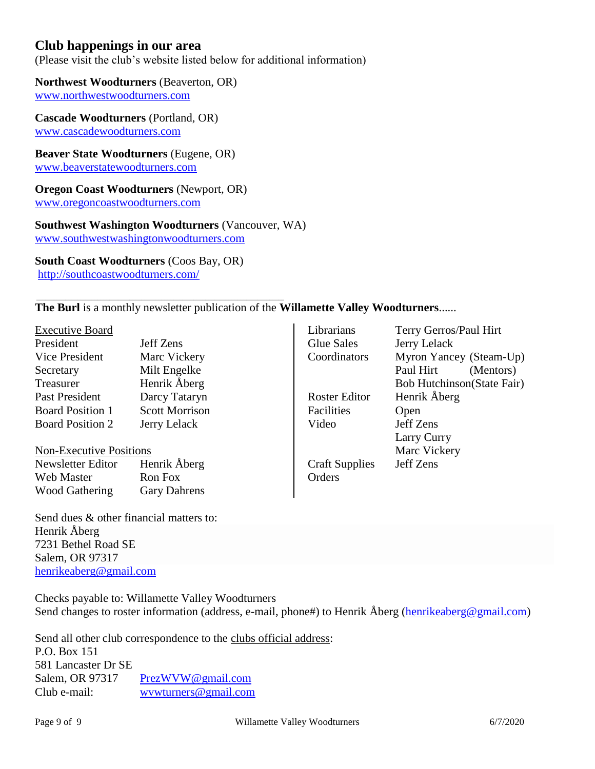## Club happenings in our area

(Please visit the club's website listed below for additional information)

**Northwest Woodturners** (Beaverton, OR)
www.northwestwoodturners.com

**Cascade Woodturners** (Portland, OR)
www.cascadewoodturners.com

**Beaver State Woodturners** (Eugene, OR)
www.beaverstatewoodturners.com

**Oregon Coast Woodturners** (Newport, OR)
www.oregoncoastwoodturners.com

**Southwest Washington Woodturners** (Vancouver, WA)
www.southwestwashingtonwoodturners.com

**South Coast Woodturners** (Coos Bay, OR)
http://southcoastwoodturners.com/

---

**The Burl** is a monthly newsletter publication of the **Willamette Valley Woodturners**......

| | |
|---|---|
| Executive Board | |
| President | Jeff Zens |
| Vice President | Marc Vickery |
| Secretary | Milt Engelke |
| Treasurer | Henrik Åberg |
| Past President | Darcy Tataryn |
| Board Position 1 | Scott Morrison |
| Board Position 2 | Jerry Lelack |
| Non-Executive Positions | |
| Newsletter Editor | Henrik Åberg |
| Web Master | Ron Fox |
| Wood Gathering | Gary Dahrens |
| Librarians | Terry Gerros/Paul Hirt |
| Glue Sales | Jerry Lelack |
| Coordinators | Myron Yancey (Steam-Up) |
| | Paul Hirt (Mentors) |
| | Bob Hutchinson(State Fair) |
| Roster Editor | Henrik Åberg |
| Facilities | Open |
| Video | Jeff Zens |
| | Larry Curry |
| | Marc Vickery |
| Craft Supplies Orders | Jeff Zens |

Send dues & other financial matters to:
Henrik Åberg
7231 Bethel Road SE
Salem, OR 97317
henrikeaberg@gmail.com

Checks payable to: Willamette Valley Woodturners
Send changes to roster information (address, e-mail, phone#) to Henrik Åberg (henrikeaberg@gmail.com)

Send all other club correspondence to the clubs official address:
P.O. Box 151
581 Lancaster Dr SE
Salem, OR 97317 PrezWVW@gmail.com
Club e-mail: wvwturners@gmail.com